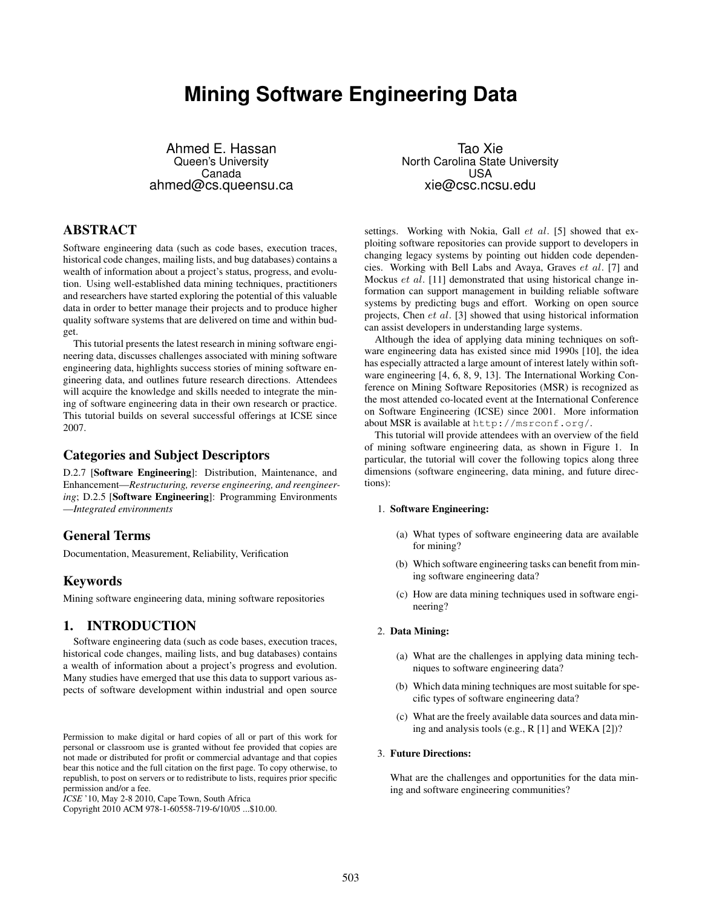# Mining Software Engineering Data

Ahmed E. Hassan
Queen's University
Canada
ahmed@cs.queensu.ca

Tao Xie
North Carolina State University
USA
xie@csc.ncsu.edu

## ABSTRACT

Software engineering data (such as code bases, execution traces, historical code changes, mailing lists, and bug databases) contains a wealth of information about a project's status, progress, and evolution. Using well-established data mining techniques, practitioners and researchers have started exploring the potential of this valuable data in order to better manage their projects and to produce higher quality software systems that are delivered on time and within budget.

This tutorial presents the latest research in mining software engineering data, discusses challenges associated with mining software engineering data, highlights success stories of mining software engineering data, and outlines future research directions. Attendees will acquire the knowledge and skills needed to integrate the mining of software engineering data in their own research or practice. This tutorial builds on several successful offerings at ICSE since 2007.

## Categories and Subject Descriptors

D.2.7 [**Software Engineering**]: Distribution, Maintenance, and Enhancement—*Restructuring, reverse engineering, and reengineering*; D.2.5 [**Software Engineering**]: Programming Environments —*Integrated environments*

## General Terms

Documentation, Measurement, Reliability, Verification

## Keywords

Mining software engineering data, mining software repositories

## 1. INTRODUCTION

Software engineering data (such as code bases, execution traces, historical code changes, mailing lists, and bug databases) contains a wealth of information about a project's progress and evolution. Many studies have emerged that use this data to support various aspects of software development within industrial and open source settings. Working with Nokia, Gall *et al.* [5] showed that exploiting software repositories can provide support to developers in changing legacy systems by pointing out hidden code dependencies. Working with Bell Labs and Avaya, Graves *et al.* [7] and Mockus *et al.* [11] demonstrated that using historical change information can support management in building reliable software systems by predicting bugs and effort. Working on open source projects, Chen *et al.* [3] showed that using historical information can assist developers in understanding large systems.

Although the idea of applying data mining techniques on software engineering data has existed since mid 1990s [10], the idea has especially attracted a large amount of interest lately within software engineering [4, 6, 8, 9, 13]. The International Working Conference on Mining Software Repositories (MSR) is recognized as the most attended co-located event at the International Conference on Software Engineering (ICSE) since 2001. More information about MSR is available at `http://msrconf.org/`.

This tutorial will provide attendees with an overview of the field of mining software engineering data, as shown in Figure 1. In particular, the tutorial will cover the following topics along three dimensions (software engineering, data mining, and future directions):

1. **Software Engineering:**
   (a) What types of software engineering data are available for mining?
   (b) Which software engineering tasks can benefit from mining software engineering data?
   (c) How are data mining techniques used in software engineering?

2. **Data Mining:**
   (a) What are the challenges in applying data mining techniques to software engineering data?
   (b) Which data mining techniques are most suitable for specific types of software engineering data?
   (c) What are the freely available data sources and data mining and analysis tools (e.g., R [1] and WEKA [2])?

3. **Future Directions:**

   What are the challenges and opportunities for the data mining and software engineering communities?

Permission to make digital or hard copies of all or part of this work for personal or classroom use is granted without fee provided that copies are not made or distributed for profit or commercial advantage and that copies bear this notice and the full citation on the first page. To copy otherwise, to republish, to post on servers or to redistribute to lists, requires prior specific permission and/or a fee.
*ICSE* '10, May 2-8 2010, Cape Town, South Africa
Copyright 2010 ACM 978-1-60558-719-6/10/05 ...$10.00.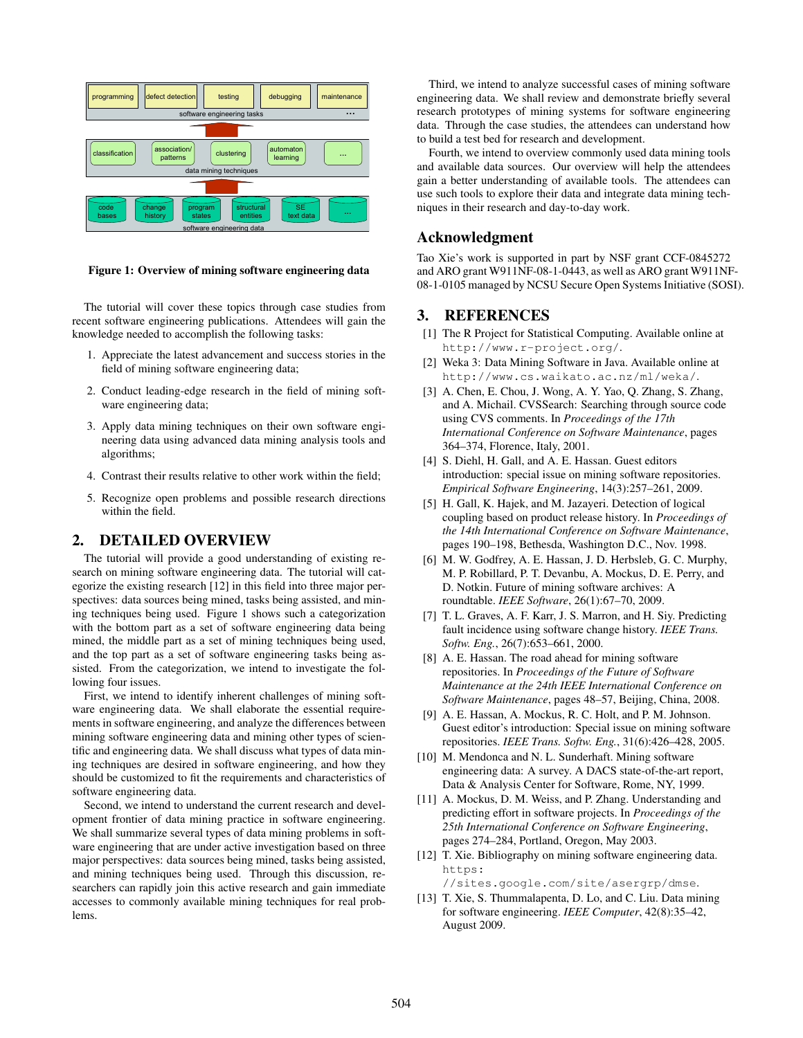software engineering tasks

programming | defect detection | testing | debugging | maintenance | ...

data mining techniques

classification | association/ patterns | clustering | automaton learning | ...

software engineering data

code bases | change history | program states | structural entities | SE text data | ...

**Figure 1: Overview of mining software engineering data**

The tutorial will cover these topics through case studies from recent software engineering publications. Attendees will gain the knowledge needed to accomplish the following tasks:

1. Appreciate the latest advancement and success stories in the field of mining software engineering data;
2. Conduct leading-edge research in the field of mining software engineering data;
3. Apply data mining techniques on their own software engineering data using advanced data mining analysis tools and algorithms;
4. Contrast their results relative to other work within the field;
5. Recognize open problems and possible research directions within the field.

## 2. DETAILED OVERVIEW

The tutorial will provide a good understanding of existing research on mining software engineering data. The tutorial will categorize the existing research [12] in this field into three major perspectives: data sources being mined, tasks being assisted, and mining techniques being used. Figure 1 shows such a categorization with the bottom part as a set of software engineering data being mined, the middle part as a set of mining techniques being used, and the top part as a set of software engineering tasks being assisted. From the categorization, we intend to investigate the following four issues.

First, we intend to identify inherent challenges of mining software engineering data. We shall elaborate the essential requirements in software engineering, and analyze the differences between mining software engineering data and mining other types of scientific and engineering data. We shall discuss what types of data mining techniques are desired in software engineering, and how they should be customized to fit the requirements and characteristics of software engineering data.

Second, we intend to understand the current research and development frontier of data mining practice in software engineering. We shall summarize several types of data mining problems in software engineering that are under active investigation based on three major perspectives: data sources being mined, tasks being assisted, and mining techniques being used. Through this discussion, researchers can rapidly join this active research and gain immediate accesses to commonly available mining techniques for real problems.

Third, we intend to analyze successful cases of mining software engineering data. We shall review and demonstrate briefly several research prototypes of mining systems for software engineering data. Through the case studies, the attendees can understand how to build a test bed for research and development.

Fourth, we intend to overview commonly used data mining tools and available data sources. Our overview will help the attendees gain a better understanding of available tools. The attendees can use such tools to explore their data and integrate data mining techniques in their research and day-to-day work.

## Acknowledgment

Tao Xie's work is supported in part by NSF grant CCF-0845272 and ARO grant W911NF-08-1-0443, as well as ARO grant W911NF-08-1-0105 managed by NCSU Secure Open Systems Initiative (SOSI).

## 3. REFERENCES

[1] The R Project for Statistical Computing. Available online at `http://www.r-project.org/`.

[2] Weka 3: Data Mining Software in Java. Available online at `http://www.cs.waikato.ac.nz/ml/weka/`.

[3] A. Chen, E. Chou, J. Wong, A. Y. Yao, Q. Zhang, S. Zhang, and A. Michail. CVSSearch: Searching through source code using CVS comments. In *Proceedings of the 17th International Conference on Software Maintenance*, pages 364–374, Florence, Italy, 2001.

[4] S. Diehl, H. Gall, and A. E. Hassan. Guest editors introduction: special issue on mining software repositories. *Empirical Software Engineering*, 14(3):257–261, 2009.

[5] H. Gall, K. Hajek, and M. Jazayeri. Detection of logical coupling based on product release history. In *Proceedings of the 14th International Conference on Software Maintenance*, pages 190–198, Bethesda, Washington D.C., Nov. 1998.

[6] M. W. Godfrey, A. E. Hassan, J. D. Herbsleb, G. C. Murphy, M. P. Robillard, P. T. Devanbu, A. Mockus, D. E. Perry, and D. Notkin. Future of mining software archives: A roundtable. *IEEE Software*, 26(1):67–70, 2009.

[7] T. L. Graves, A. F. Karr, J. S. Marron, and H. Siy. Predicting fault incidence using software change history. *IEEE Trans. Softw. Eng.*, 26(7):653–661, 2000.

[8] A. E. Hassan. The road ahead for mining software repositories. In *Proceedings of the Future of Software Maintenance at the 24th IEEE International Conference on Software Maintenance*, pages 48–57, Beijing, China, 2008.

[9] A. E. Hassan, A. Mockus, R. C. Holt, and P. M. Johnson. Guest editor's introduction: Special issue on mining software repositories. *IEEE Trans. Softw. Eng.*, 31(6):426–428, 2005.

[10] M. Mendonca and N. L. Sunderhaft. Mining software engineering data: A survey. A DACS state-of-the-art report, Data & Analysis Center for Software, Rome, NY, 1999.

[11] A. Mockus, D. M. Weiss, and P. Zhang. Understanding and predicting effort in software projects. In *Proceedings of the 25th International Conference on Software Engineering*, pages 274–284, Portland, Oregon, May 2003.

[12] T. Xie. Bibliography on mining software engineering data. `https://sites.google.com/site/asergrp/dmse`.

[13] T. Xie, S. Thummalapenta, D. Lo, and C. Liu. Data mining for software engineering. *IEEE Computer*, 42(8):35–42, August 2009.